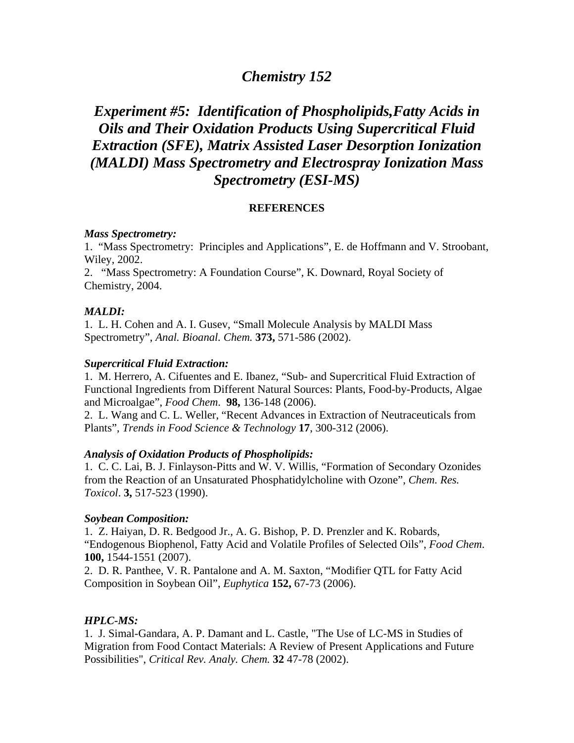# *Chemistry 152*

## *Experiment #5: Identification of Phospholipids,Fatty Acids in Oils and Their Oxidation Products Using Supercritical Fluid Extraction (SFE), Matrix Assisted Laser Desorption Ionization (MALDI) Mass Spectrometry and Electrospray Ionization Mass Spectrometry (ESI-MS)*

**REFERENCES**

***Mass Spectrometry:***

1. "Mass Spectrometry: Principles and Applications", E. de Hoffmann and V. Stroobant, Wiley, 2002.
2. "Mass Spectrometry: A Foundation Course", K. Downard, Royal Society of Chemistry, 2004.

***MALDI:***

1. L. H. Cohen and A. I. Gusev, "Small Molecule Analysis by MALDI Mass Spectrometry", *Anal. Bioanal. Chem.* **373,** 571-586 (2002).

***Supercritical Fluid Extraction:***

1. M. Herrero, A. Cifuentes and E. Ibanez, "Sub- and Supercritical Fluid Extraction of Functional Ingredients from Different Natural Sources: Plants, Food-by-Products, Algae and Microalgae", *Food Chem.* **98,** 136-148 (2006).
2. L. Wang and C. L. Weller, "Recent Advances in Extraction of Neutraceuticals from Plants", *Trends in Food Science & Technology* **17**, 300-312 (2006).

***Analysis of Oxidation Products of Phospholipids:***

1. C. C. Lai, B. J. Finlayson-Pitts and W. V. Willis, "Formation of Secondary Ozonides from the Reaction of an Unsaturated Phosphatidylcholine with Ozone", *Chem. Res. Toxicol*. **3,** 517-523 (1990).

***Soybean Composition:***

1. Z. Haiyan, D. R. Bedgood Jr., A. G. Bishop, P. D. Prenzler and K. Robards, "Endogenous Biophenol, Fatty Acid and Volatile Profiles of Selected Oils", *Food Chem*. **100,** 1544-1551 (2007).
2. D. R. Panthee, V. R. Pantalone and A. M. Saxton, "Modifier QTL for Fatty Acid Composition in Soybean Oil", *Euphytica* **152,** 67-73 (2006).

***HPLC-MS:***

1. J. Simal-Gandara, A. P. Damant and L. Castle, "The Use of LC-MS in Studies of Migration from Food Contact Materials: A Review of Present Applications and Future Possibilities", *Critical Rev. Analy. Chem.* **32** 47-78 (2002).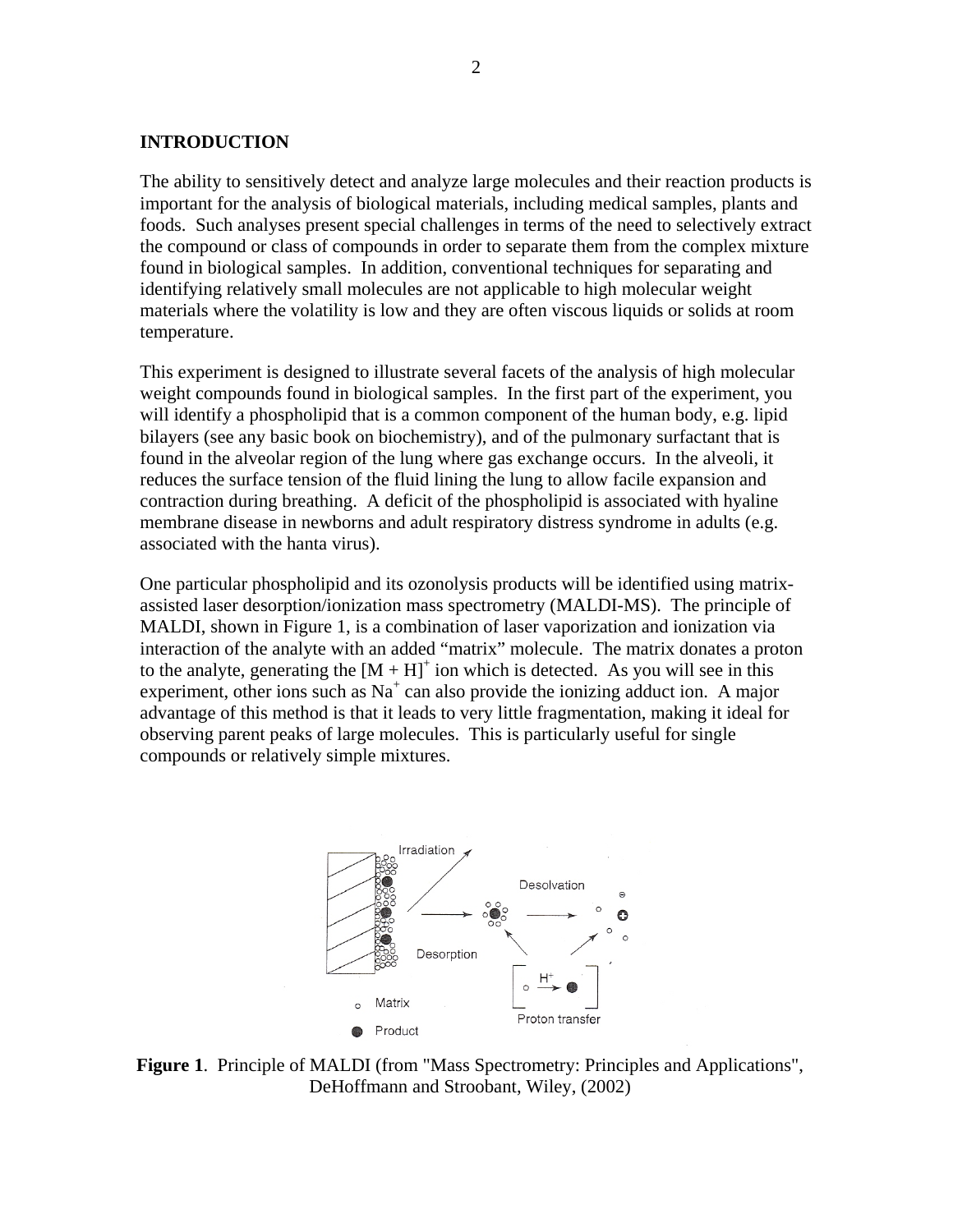## INTRODUCTION

The ability to sensitively detect and analyze large molecules and their reaction products is important for the analysis of biological materials, including medical samples, plants and foods. Such analyses present special challenges in terms of the need to selectively extract the compound or class of compounds in order to separate them from the complex mixture found in biological samples. In addition, conventional techniques for separating and identifying relatively small molecules are not applicable to high molecular weight materials where the volatility is low and they are often viscous liquids or solids at room temperature.

This experiment is designed to illustrate several facets of the analysis of high molecular weight compounds found in biological samples. In the first part of the experiment, you will identify a phospholipid that is a common component of the human body, e.g. lipid bilayers (see any basic book on biochemistry), and of the pulmonary surfactant that is found in the alveolar region of the lung where gas exchange occurs. In the alveoli, it reduces the surface tension of the fluid lining the lung to allow facile expansion and contraction during breathing. A deficit of the phospholipid is associated with hyaline membrane disease in newborns and adult respiratory distress syndrome in adults (e.g. associated with the hanta virus).

One particular phospholipid and its ozonolysis products will be identified using matrix-assisted laser desorption/ionization mass spectrometry (MALDI-MS). The principle of MALDI, shown in Figure 1, is a combination of laser vaporization and ionization via interaction of the analyte with an added "matrix" molecule. The matrix donates a proton to the analyte, generating the $[M + H]^+$ ion which is detected. As you will see in this experiment, other ions such as $Na^+$ can also provide the ionizing adduct ion. A major advantage of this method is that it leads to very little fragmentation, making it ideal for observing parent peaks of large molecules. This is particularly useful for single compounds or relatively simple mixtures.

**Figure 1**. Principle of MALDI (from "Mass Spectrometry: Principles and Applications", DeHoffmann and Stroobant, Wiley, (2002)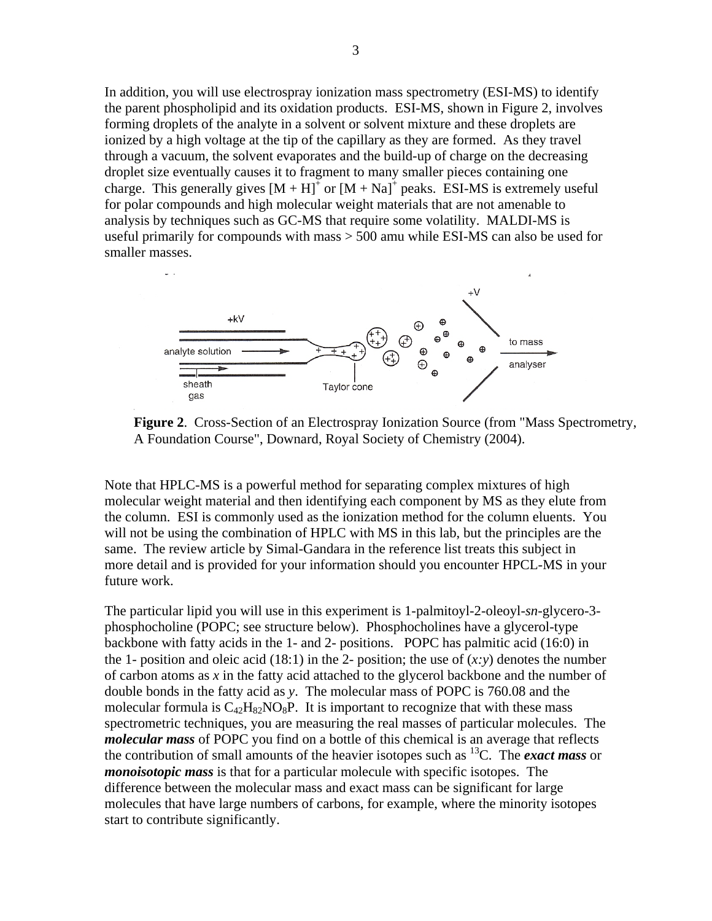In addition, you will use electrospray ionization mass spectrometry (ESI-MS) to identify the parent phospholipid and its oxidation products. ESI-MS, shown in Figure 2, involves forming droplets of the analyte in a solvent or solvent mixture and these droplets are ionized by a high voltage at the tip of the capillary as they are formed. As they travel through a vacuum, the solvent evaporates and the build-up of charge on the decreasing droplet size eventually causes it to fragment to many smaller pieces containing one charge. This generally gives $[M + H]^+$ or $[M + Na]^+$ peaks. ESI-MS is extremely useful for polar compounds and high molecular weight materials that are not amenable to analysis by techniques such as GC-MS that require some volatility. MALDI-MS is useful primarily for compounds with mass > 500 amu while ESI-MS can also be used for smaller masses.

**Figure 2**. Cross-Section of an Electrospray Ionization Source (from "Mass Spectrometry, A Foundation Course", Downard, Royal Society of Chemistry (2004).

Note that HPLC-MS is a powerful method for separating complex mixtures of high molecular weight material and then identifying each component by MS as they elute from the column. ESI is commonly used as the ionization method for the column eluents. You will not be using the combination of HPLC with MS in this lab, but the principles are the same. The review article by Simal-Gandara in the reference list treats this subject in more detail and is provided for your information should you encounter HPCL-MS in your future work.

The particular lipid you will use in this experiment is 1-palmitoyl-2-oleoyl-*sn*-glycero-3-phosphocholine (POPC; see structure below). Phosphocholines have a glycerol-type backbone with fatty acids in the 1- and 2- positions. POPC has palmitic acid (16:0) in the 1- position and oleic acid (18:1) in the 2- position; the use of (*x:y*) denotes the number of carbon atoms as *x* in the fatty acid attached to the glycerol backbone and the number of double bonds in the fatty acid as *y*. The molecular mass of POPC is 760.08 and the molecular formula is $C_{42}H_{82}NO_8P$. It is important to recognize that with these mass spectrometric techniques, you are measuring the real masses of particular molecules. The ***molecular mass*** of POPC you find on a bottle of this chemical is an average that reflects the contribution of small amounts of the heavier isotopes such as $^{13}C$. The ***exact mass*** or ***monoisotopic mass*** is that for a particular molecule with specific isotopes. The difference between the molecular mass and exact mass can be significant for large molecules that have large numbers of carbons, for example, where the minority isotopes start to contribute significantly.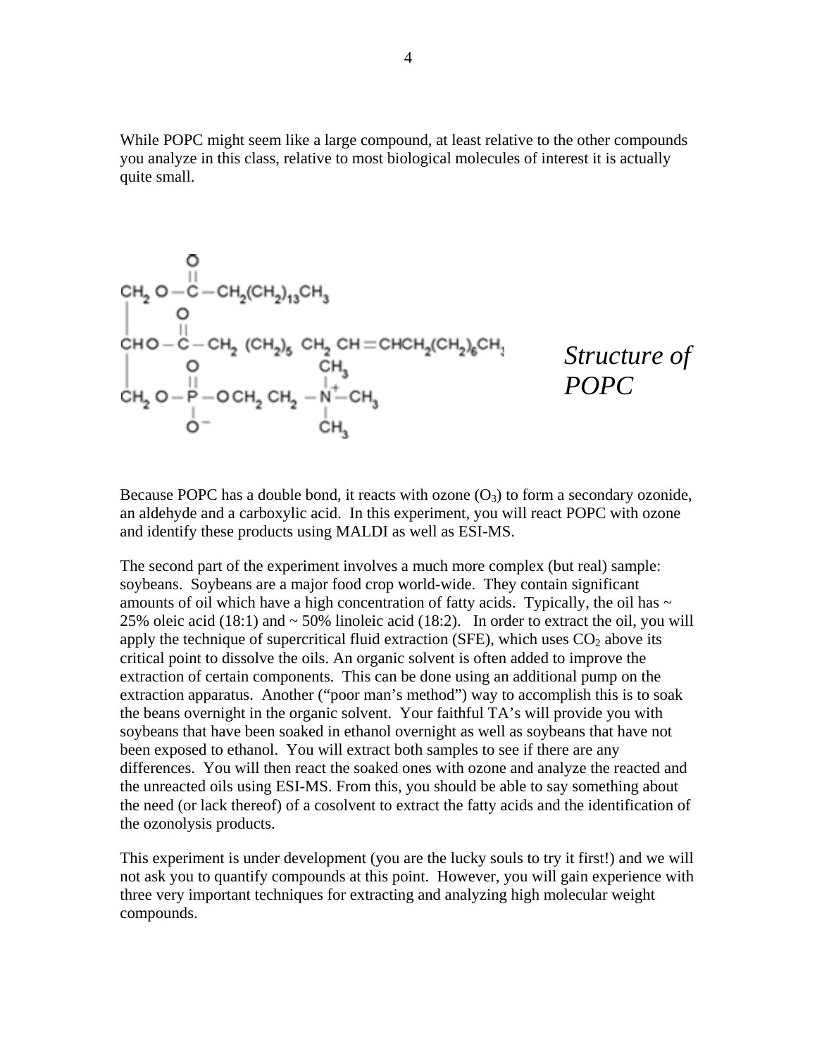While POPC might seem like a large compound, at least relative to the other compounds you analyze in this class, relative to most biological molecules of interest it is actually quite small.

*Structure of POPC*

Because POPC has a double bond, it reacts with ozone ($O_3$) to form a secondary ozonide, an aldehyde and a carboxylic acid. In this experiment, you will react POPC with ozone and identify these products using MALDI as well as ESI-MS.

The second part of the experiment involves a much more complex (but real) sample: soybeans. Soybeans are a major food crop world-wide. They contain significant amounts of oil which have a high concentration of fatty acids. Typically, the oil has ~ 25% oleic acid (18:1) and ~ 50% linoleic acid (18:2). In order to extract the oil, you will apply the technique of supercritical fluid extraction (SFE), which uses $CO_2$ above its critical point to dissolve the oils. An organic solvent is often added to improve the extraction of certain components. This can be done using an additional pump on the extraction apparatus. Another ("poor man's method") way to accomplish this is to soak the beans overnight in the organic solvent. Your faithful TA's will provide you with soybeans that have been soaked in ethanol overnight as well as soybeans that have not been exposed to ethanol. You will extract both samples to see if there are any differences. You will then react the soaked ones with ozone and analyze the reacted and the unreacted oils using ESI-MS. From this, you should be able to say something about the need (or lack thereof) of a cosolvent to extract the fatty acids and the identification of the ozonolysis products.

This experiment is under development (you are the lucky souls to try it first!) and we will not ask you to quantify compounds at this point. However, you will gain experience with three very important techniques for extracting and analyzing high molecular weight compounds.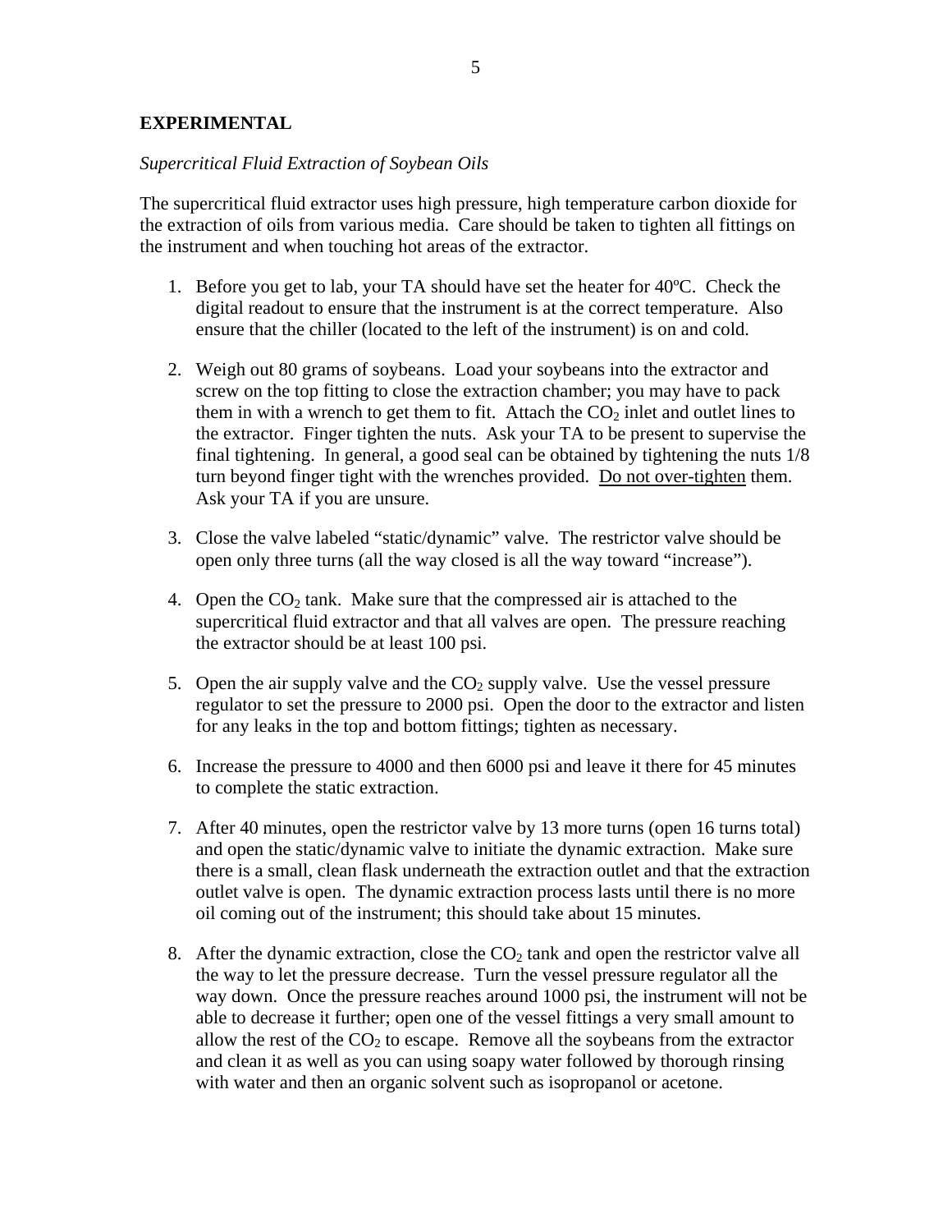## EXPERIMENTAL

*Supercritical Fluid Extraction of Soybean Oils*

The supercritical fluid extractor uses high pressure, high temperature carbon dioxide for the extraction of oils from various media. Care should be taken to tighten all fittings on the instrument and when touching hot areas of the extractor.

1. Before you get to lab, your TA should have set the heater for 40ºC. Check the digital readout to ensure that the instrument is at the correct temperature. Also ensure that the chiller (located to the left of the instrument) is on and cold.

2. Weigh out 80 grams of soybeans. Load your soybeans into the extractor and screw on the top fitting to close the extraction chamber; you may have to pack them in with a wrench to get them to fit. Attach the $CO_2$ inlet and outlet lines to the extractor. Finger tighten the nuts. Ask your TA to be present to supervise the final tightening. In general, a good seal can be obtained by tightening the nuts 1/8 turn beyond finger tight with the wrenches provided. <u>Do not over-tighten</u> them. Ask your TA if you are unsure.

3. Close the valve labeled "static/dynamic" valve. The restrictor valve should be open only three turns (all the way closed is all the way toward "increase").

4. Open the $CO_2$ tank. Make sure that the compressed air is attached to the supercritical fluid extractor and that all valves are open. The pressure reaching the extractor should be at least 100 psi.

5. Open the air supply valve and the $CO_2$ supply valve. Use the vessel pressure regulator to set the pressure to 2000 psi. Open the door to the extractor and listen for any leaks in the top and bottom fittings; tighten as necessary.

6. Increase the pressure to 4000 and then 6000 psi and leave it there for 45 minutes to complete the static extraction.

7. After 40 minutes, open the restrictor valve by 13 more turns (open 16 turns total) and open the static/dynamic valve to initiate the dynamic extraction. Make sure there is a small, clean flask underneath the extraction outlet and that the extraction outlet valve is open. The dynamic extraction process lasts until there is no more oil coming out of the instrument; this should take about 15 minutes.

8. After the dynamic extraction, close the $CO_2$ tank and open the restrictor valve all the way to let the pressure decrease. Turn the vessel pressure regulator all the way down. Once the pressure reaches around 1000 psi, the instrument will not be able to decrease it further; open one of the vessel fittings a very small amount to allow the rest of the $CO_2$ to escape. Remove all the soybeans from the extractor and clean it as well as you can using soapy water followed by thorough rinsing with water and then an organic solvent such as isopropanol or acetone.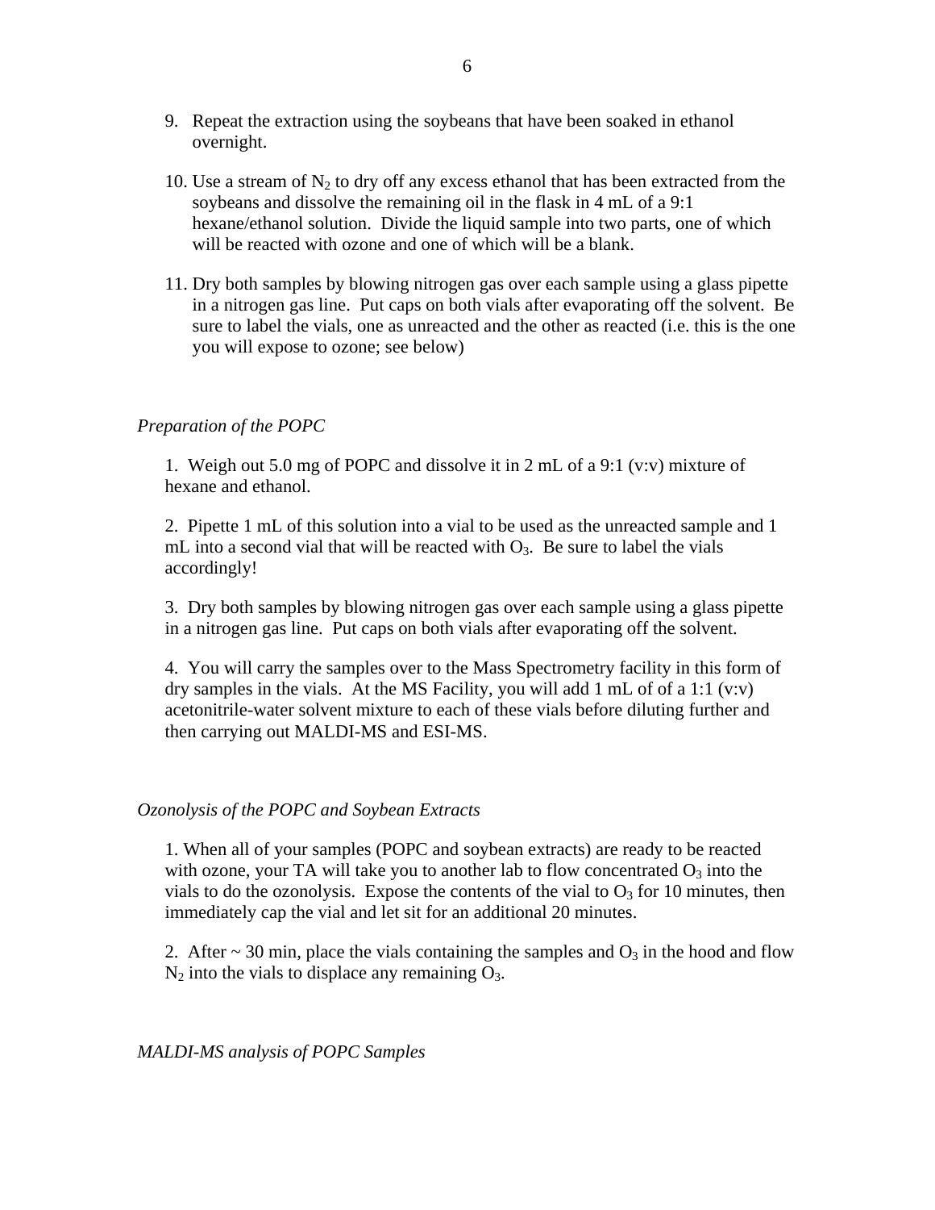9. Repeat the extraction using the soybeans that have been soaked in ethanol overnight.

10. Use a stream of $N_2$ to dry off any excess ethanol that has been extracted from the soybeans and dissolve the remaining oil in the flask in 4 mL of a 9:1 hexane/ethanol solution. Divide the liquid sample into two parts, one of which will be reacted with ozone and one of which will be a blank.

11. Dry both samples by blowing nitrogen gas over each sample using a glass pipette in a nitrogen gas line. Put caps on both vials after evaporating off the solvent. Be sure to label the vials, one as unreacted and the other as reacted (i.e. this is the one you will expose to ozone; see below)

*Preparation of the POPC*

1. Weigh out 5.0 mg of POPC and dissolve it in 2 mL of a 9:1 (v:v) mixture of hexane and ethanol.

2. Pipette 1 mL of this solution into a vial to be used as the unreacted sample and 1 mL into a second vial that will be reacted with $O_3$. Be sure to label the vials accordingly!

3. Dry both samples by blowing nitrogen gas over each sample using a glass pipette in a nitrogen gas line. Put caps on both vials after evaporating off the solvent.

4. You will carry the samples over to the Mass Spectrometry facility in this form of dry samples in the vials. At the MS Facility, you will add 1 mL of of a 1:1 (v:v) acetonitrile-water solvent mixture to each of these vials before diluting further and then carrying out MALDI-MS and ESI-MS.

*Ozonolysis of the POPC and Soybean Extracts*

1. When all of your samples (POPC and soybean extracts) are ready to be reacted with ozone, your TA will take you to another lab to flow concentrated $O_3$ into the vials to do the ozonolysis. Expose the contents of the vial to $O_3$ for 10 minutes, then immediately cap the vial and let sit for an additional 20 minutes.

2. After ~ 30 min, place the vials containing the samples and $O_3$ in the hood and flow $N_2$ into the vials to displace any remaining $O_3$.

*MALDI-MS analysis of POPC Samples*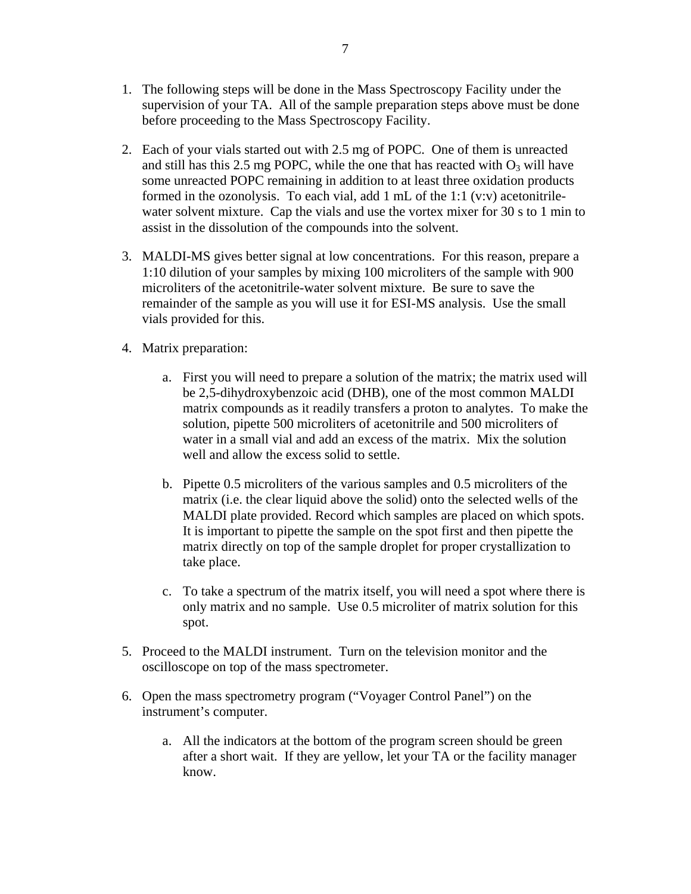1. The following steps will be done in the Mass Spectroscopy Facility under the supervision of your TA. All of the sample preparation steps above must be done before proceeding to the Mass Spectroscopy Facility.

2. Each of your vials started out with 2.5 mg of POPC. One of them is unreacted and still has this 2.5 mg POPC, while the one that has reacted with $O_3$ will have some unreacted POPC remaining in addition to at least three oxidation products formed in the ozonolysis. To each vial, add 1 mL of the 1:1 (v:v) acetonitrile-water solvent mixture. Cap the vials and use the vortex mixer for 30 s to 1 min to assist in the dissolution of the compounds into the solvent.

3. MALDI-MS gives better signal at low concentrations. For this reason, prepare a 1:10 dilution of your samples by mixing 100 microliters of the sample with 900 microliters of the acetonitrile-water solvent mixture. Be sure to save the remainder of the sample as you will use it for ESI-MS analysis. Use the small vials provided for this.

4. Matrix preparation:

    a. First you will need to prepare a solution of the matrix; the matrix used will be 2,5-dihydroxybenzoic acid (DHB), one of the most common MALDI matrix compounds as it readily transfers a proton to analytes. To make the solution, pipette 500 microliters of acetonitrile and 500 microliters of water in a small vial and add an excess of the matrix. Mix the solution well and allow the excess solid to settle.

    b. Pipette 0.5 microliters of the various samples and 0.5 microliters of the matrix (i.e. the clear liquid above the solid) onto the selected wells of the MALDI plate provided. Record which samples are placed on which spots. It is important to pipette the sample on the spot first and then pipette the matrix directly on top of the sample droplet for proper crystallization to take place.

    c. To take a spectrum of the matrix itself, you will need a spot where there is only matrix and no sample. Use 0.5 microliter of matrix solution for this spot.

5. Proceed to the MALDI instrument. Turn on the television monitor and the oscilloscope on top of the mass spectrometer.

6. Open the mass spectrometry program ("Voyager Control Panel") on the instrument's computer.

    a. All the indicators at the bottom of the program screen should be green after a short wait. If they are yellow, let your TA or the facility manager know.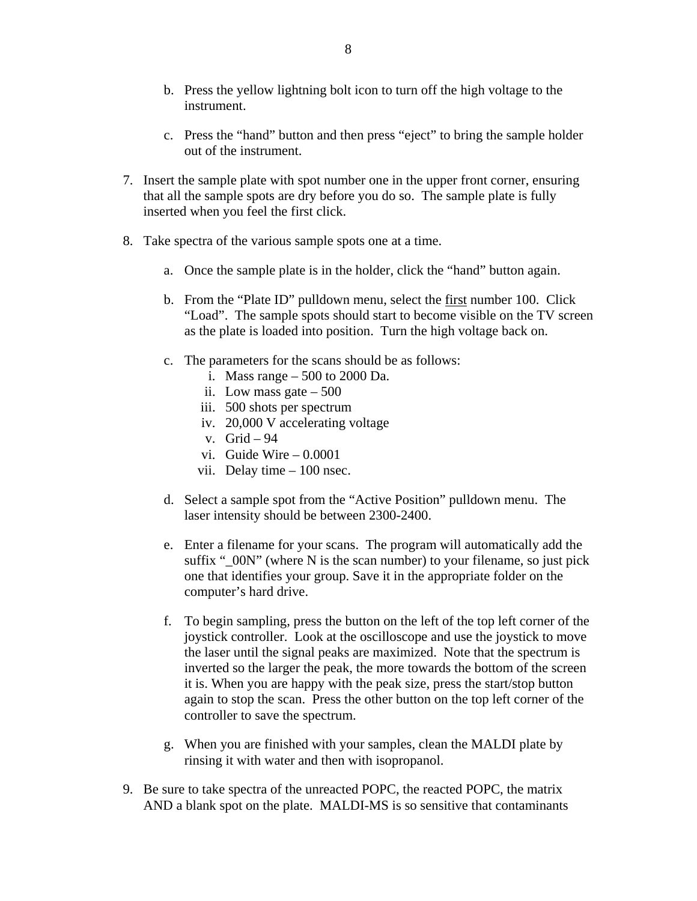b. Press the yellow lightning bolt icon to turn off the high voltage to the instrument.

   c. Press the "hand" button and then press "eject" to bring the sample holder out of the instrument.

7. Insert the sample plate with spot number one in the upper front corner, ensuring that all the sample spots are dry before you do so. The sample plate is fully inserted when you feel the first click.

8. Take spectra of the various sample spots one at a time.

   a. Once the sample plate is in the holder, click the "hand" button again.

   b. From the "Plate ID" pulldown menu, select the <u>first</u> number 100. Click "Load". The sample spots should start to become visible on the TV screen as the plate is loaded into position. Turn the high voltage back on.

   c. The parameters for the scans should be as follows:
      i. Mass range – 500 to 2000 Da.
      ii. Low mass gate – 500
      iii. 500 shots per spectrum
      iv. 20,000 V accelerating voltage
      v. Grid – 94
      vi. Guide Wire – 0.0001
      vii. Delay time – 100 nsec.

   d. Select a sample spot from the "Active Position" pulldown menu. The laser intensity should be between 2300-2400.

   e. Enter a filename for your scans. The program will automatically add the suffix "_00N" (where N is the scan number) to your filename, so just pick one that identifies your group. Save it in the appropriate folder on the computer's hard drive.

   f. To begin sampling, press the button on the left of the top left corner of the joystick controller. Look at the oscilloscope and use the joystick to move the laser until the signal peaks are maximized. Note that the spectrum is inverted so the larger the peak, the more towards the bottom of the screen it is. When you are happy with the peak size, press the start/stop button again to stop the scan. Press the other button on the top left corner of the controller to save the spectrum.

   g. When you are finished with your samples, clean the MALDI plate by rinsing it with water and then with isopropanol.

9. Be sure to take spectra of the unreacted POPC, the reacted POPC, the matrix AND a blank spot on the plate. MALDI-MS is so sensitive that contaminants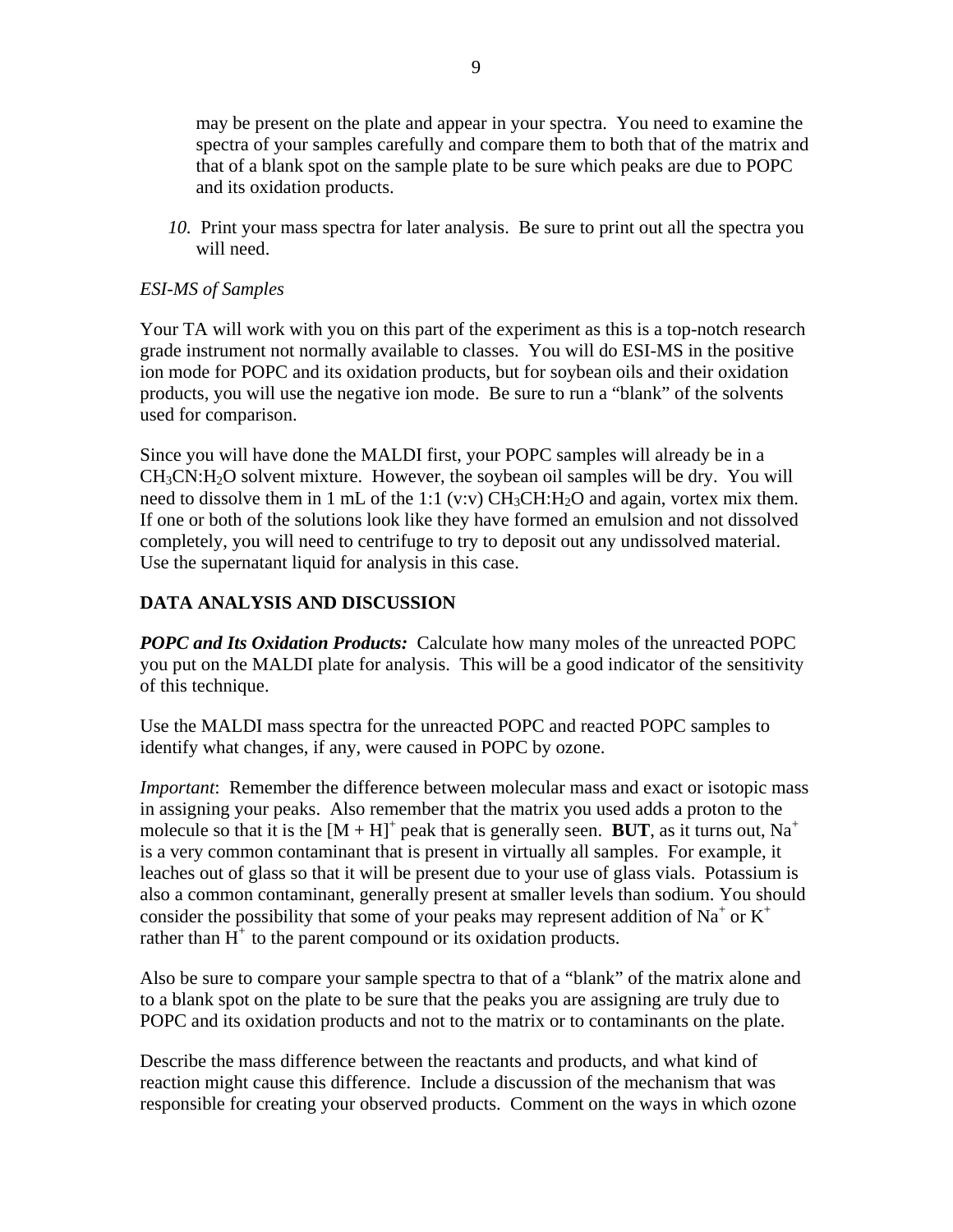may be present on the plate and appear in your spectra. You need to examine the spectra of your samples carefully and compare them to both that of the matrix and that of a blank spot on the sample plate to be sure which peaks are due to POPC and its oxidation products.

10. Print your mass spectra for later analysis. Be sure to print out all the spectra you will need.

*ESI-MS of Samples*

Your TA will work with you on this part of the experiment as this is a top-notch research grade instrument not normally available to classes. You will do ESI-MS in the positive ion mode for POPC and its oxidation products, but for soybean oils and their oxidation products, you will use the negative ion mode. Be sure to run a "blank" of the solvents used for comparison.

Since you will have done the MALDI first, your POPC samples will already be in a $CH_3CN$:$H_2O$ solvent mixture. However, the soybean oil samples will be dry. You will need to dissolve them in 1 mL of the 1:1 (v:v) $CH_3CH$:$H_2O$ and again, vortex mix them. If one or both of the solutions look like they have formed an emulsion and not dissolved completely, you will need to centrifuge to try to deposit out any undissolved material. Use the supernatant liquid for analysis in this case.

## DATA ANALYSIS AND DISCUSSION

***POPC and Its Oxidation Products:*** Calculate how many moles of the unreacted POPC you put on the MALDI plate for analysis. This will be a good indicator of the sensitivity of this technique.

Use the MALDI mass spectra for the unreacted POPC and reacted POPC samples to identify what changes, if any, were caused in POPC by ozone.

*Important*: Remember the difference between molecular mass and exact or isotopic mass in assigning your peaks. Also remember that the matrix you used adds a proton to the molecule so that it is the $[M + H]^+$ peak that is generally seen. **BUT**, as it turns out, $Na^+$ is a very common contaminant that is present in virtually all samples. For example, it leaches out of glass so that it will be present due to your use of glass vials. Potassium is also a common contaminant, generally present at smaller levels than sodium. You should consider the possibility that some of your peaks may represent addition of $Na^+$ or $K^+$ rather than $H^+$ to the parent compound or its oxidation products.

Also be sure to compare your sample spectra to that of a "blank" of the matrix alone and to a blank spot on the plate to be sure that the peaks you are assigning are truly due to POPC and its oxidation products and not to the matrix or to contaminants on the plate.

Describe the mass difference between the reactants and products, and what kind of reaction might cause this difference. Include a discussion of the mechanism that was responsible for creating your observed products. Comment on the ways in which ozone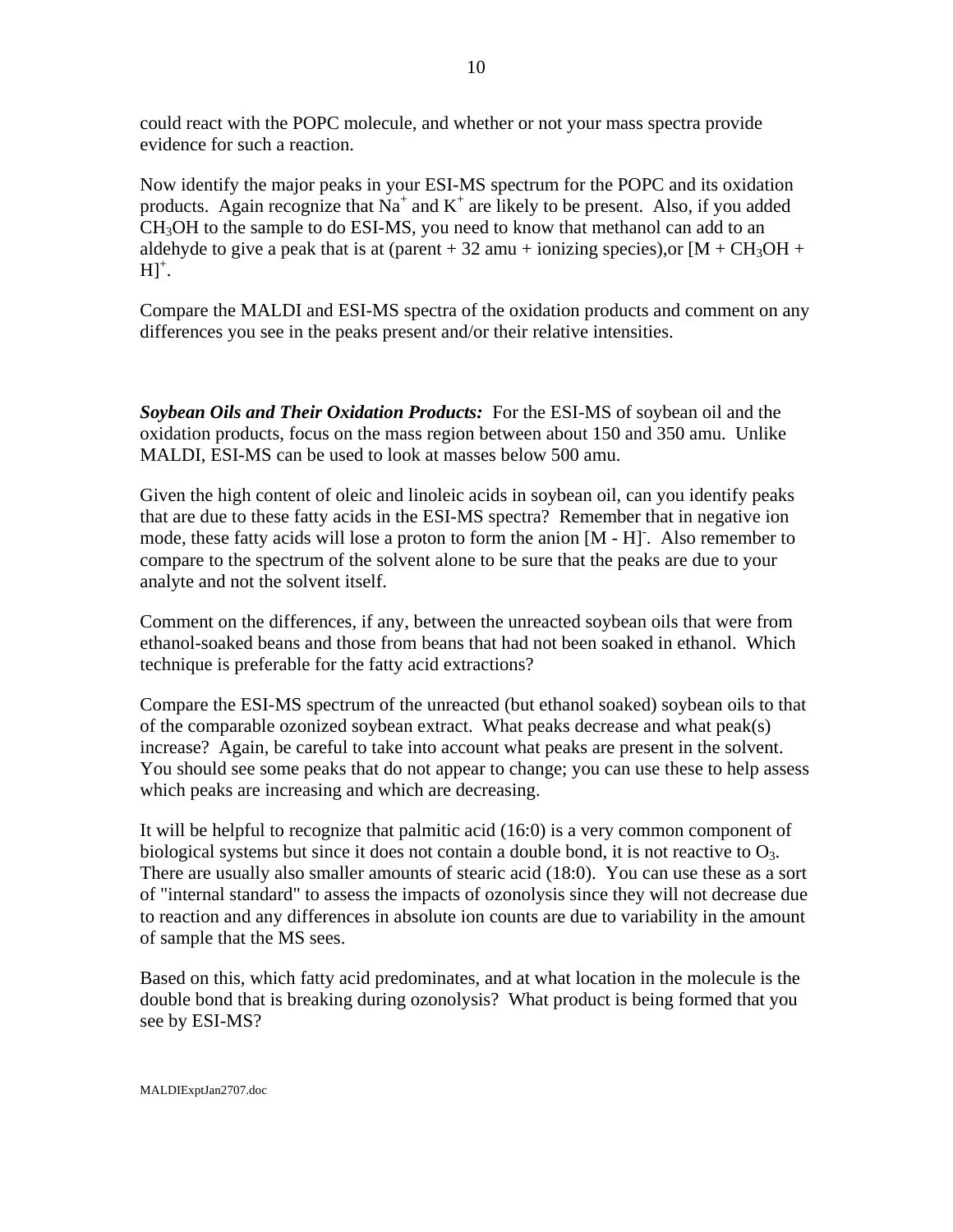could react with the POPC molecule, and whether or not your mass spectra provide evidence for such a reaction.

Now identify the major peaks in your ESI-MS spectrum for the POPC and its oxidation products. Again recognize that $Na^+$ and $K^+$ are likely to be present. Also, if you added $CH_3OH$ to the sample to do ESI-MS, you need to know that methanol can add to an aldehyde to give a peak that is at (parent + 32 amu + ionizing species),or $[M + CH_3OH + H]^+$.

Compare the MALDI and ESI-MS spectra of the oxidation products and comment on any differences you see in the peaks present and/or their relative intensities.

***Soybean Oils and Their Oxidation Products:*** For the ESI-MS of soybean oil and the oxidation products, focus on the mass region between about 150 and 350 amu. Unlike MALDI, ESI-MS can be used to look at masses below 500 amu.

Given the high content of oleic and linoleic acids in soybean oil, can you identify peaks that are due to these fatty acids in the ESI-MS spectra? Remember that in negative ion mode, these fatty acids will lose a proton to form the anion $[M - H]^-$. Also remember to compare to the spectrum of the solvent alone to be sure that the peaks are due to your analyte and not the solvent itself.

Comment on the differences, if any, between the unreacted soybean oils that were from ethanol-soaked beans and those from beans that had not been soaked in ethanol. Which technique is preferable for the fatty acid extractions?

Compare the ESI-MS spectrum of the unreacted (but ethanol soaked) soybean oils to that of the comparable ozonized soybean extract. What peaks decrease and what peak(s) increase? Again, be careful to take into account what peaks are present in the solvent. You should see some peaks that do not appear to change; you can use these to help assess which peaks are increasing and which are decreasing.

It will be helpful to recognize that palmitic acid (16:0) is a very common component of biological systems but since it does not contain a double bond, it is not reactive to $O_3$. There are usually also smaller amounts of stearic acid (18:0). You can use these as a sort of "internal standard" to assess the impacts of ozonolysis since they will not decrease due to reaction and any differences in absolute ion counts are due to variability in the amount of sample that the MS sees.

Based on this, which fatty acid predominates, and at what location in the molecule is the double bond that is breaking during ozonolysis? What product is being formed that you see by ESI-MS?

MALDIExptJan2707.doc